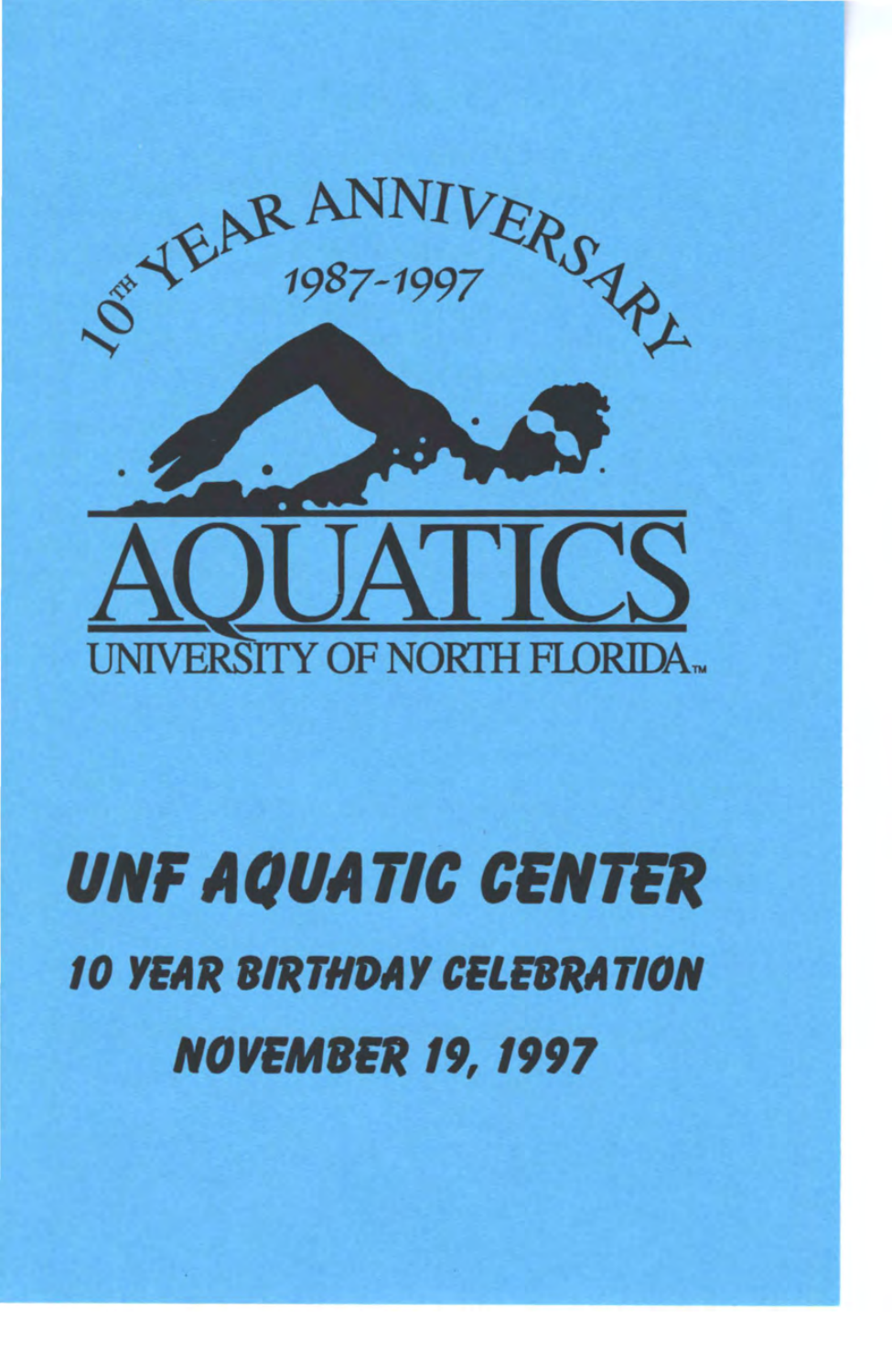10TH YEAR ANNIVERSARY

1987-1997

# AQUATICS

UNIVERSITY OF NORTH FLORIDA™

# UNF AQUATIC CENTER

## 10 YEAR BIRTHDAY CELEBRATION

## NOVEMBER 19, 1997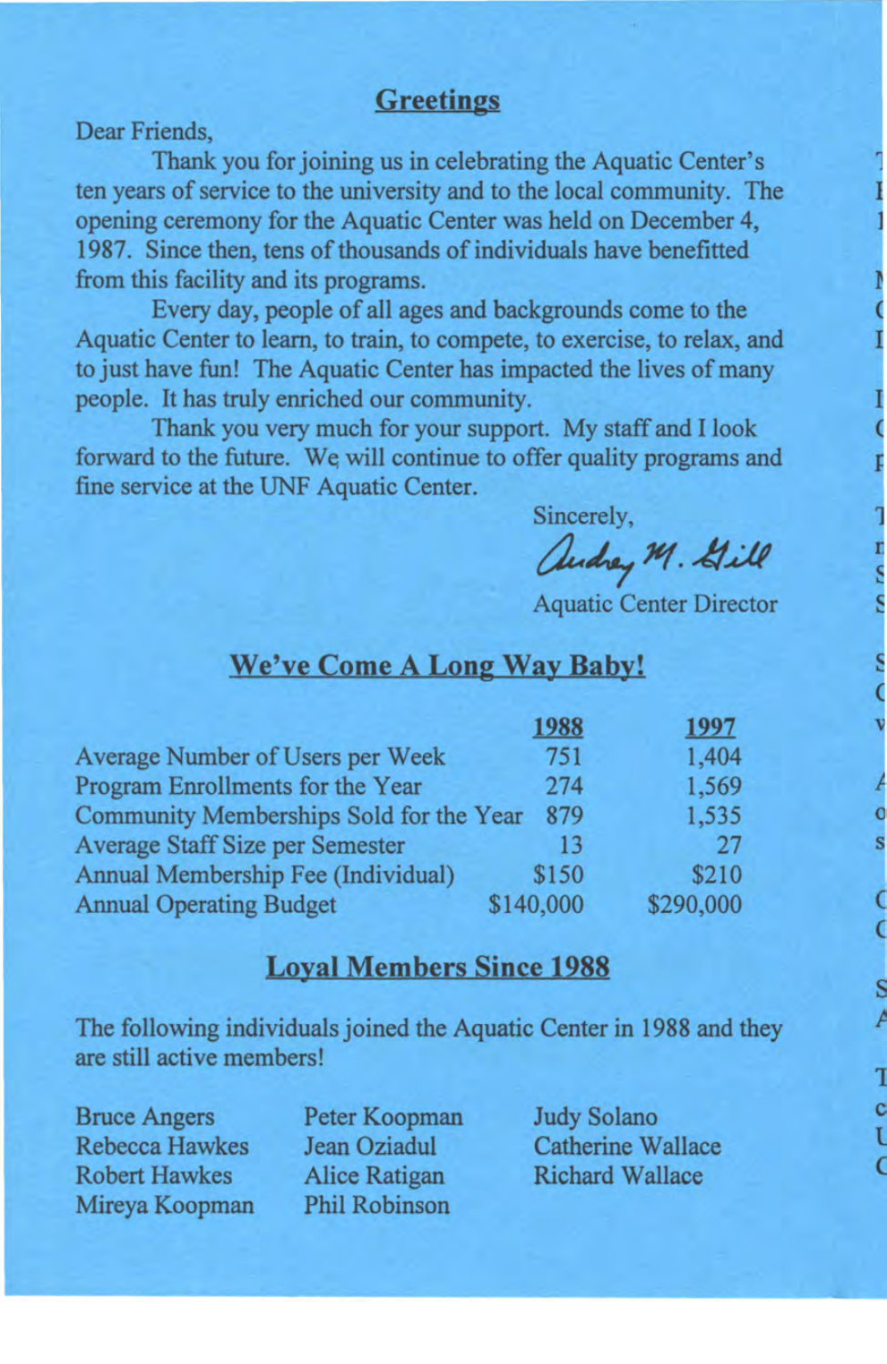## Greetings

Dear Friends,

Thank you for joining us in celebrating the Aquatic Center's ten years of service to the university and to the local community. The opening ceremony for the Aquatic Center was held on December 4, 1987. Since then, tens of thousands of individuals have benefitted from this facility and its programs.

Every day, people of all ages and backgrounds come to the Aquatic Center to learn, to train, to compete, to exercise, to relax, and to just have fun! The Aquatic Center has impacted the lives of many people. It has truly enriched our community.

Thank you very much for your support. My staff and I look forward to the future. We will continue to offer quality programs and fine service at the UNF Aquatic Center.

Sincerely,

Audrey M. Gill

Aquatic Center Director

## We've Come A Long Way Baby!

| | 1988 | 1997 |
|---|---|---|
| Average Number of Users per Week | 751 | 1,404 |
| Program Enrollments for the Year | 274 | 1,569 |
| Community Memberships Sold for the Year | 879 | 1,535 |
| Average Staff Size per Semester | 13 | 27 |
| Annual Membership Fee (Individual) | $150 | $210 |
| Annual Operating Budget | $140,000 | $290,000 |

## Loyal Members Since 1988

The following individuals joined the Aquatic Center in 1988 and they are still active members!

Bruce Angers
Rebecca Hawkes
Robert Hawkes
Mireya Koopman
Peter Koopman
Jean Oziadul
Alice Ratigan
Phil Robinson
Judy Solano
Catherine Wallace
Richard Wallace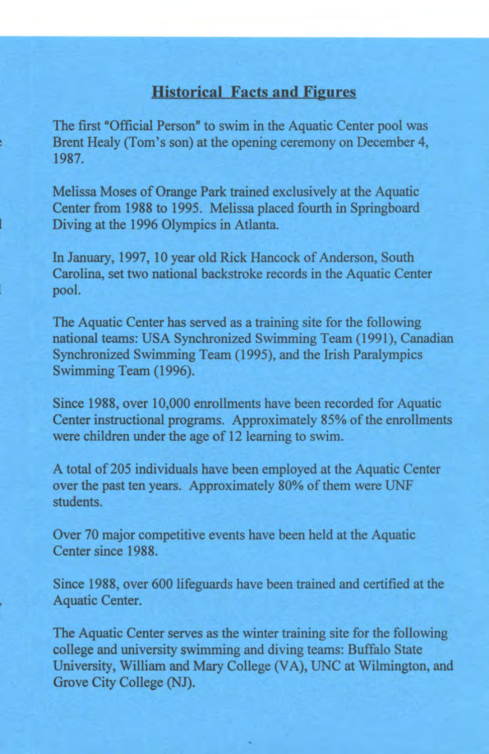## **Historical Facts and Figures**

The first "Official Person" to swim in the Aquatic Center pool was Brent Healy (Tom's son) at the opening ceremony on December 4, 1987.

Melissa Moses of Orange Park trained exclusively at the Aquatic Center from 1988 to 1995. Melissa placed fourth in Springboard Diving at the 1996 Olympics in Atlanta.

In January, 1997, 10 year old Rick Hancock of Anderson, South Carolina, set two national backstroke records in the Aquatic Center pool.

The Aquatic Center has served as a training site for the following national teams: USA Synchronized Swimming Team (1991), Canadian Synchronized Swimming Team (1995), and the Irish Paralympics Swimming Team (1996).

Since 1988, over 10,000 enrollments have been recorded for Aquatic Center instructional programs. Approximately 85% of the enrollments were children under the age of 12 learning to swim.

A total of 205 individuals have been employed at the Aquatic Center over the past ten years. Approximately 80% of them were UNF students.

Over 70 major competitive events have been held at the Aquatic Center since 1988.

Since 1988, over 600 lifeguards have been trained and certified at the Aquatic Center.

The Aquatic Center serves as the winter training site for the following college and university swimming and diving teams: Buffalo State University, William and Mary College (VA), UNC at Wilmington, and Grove City College (NJ).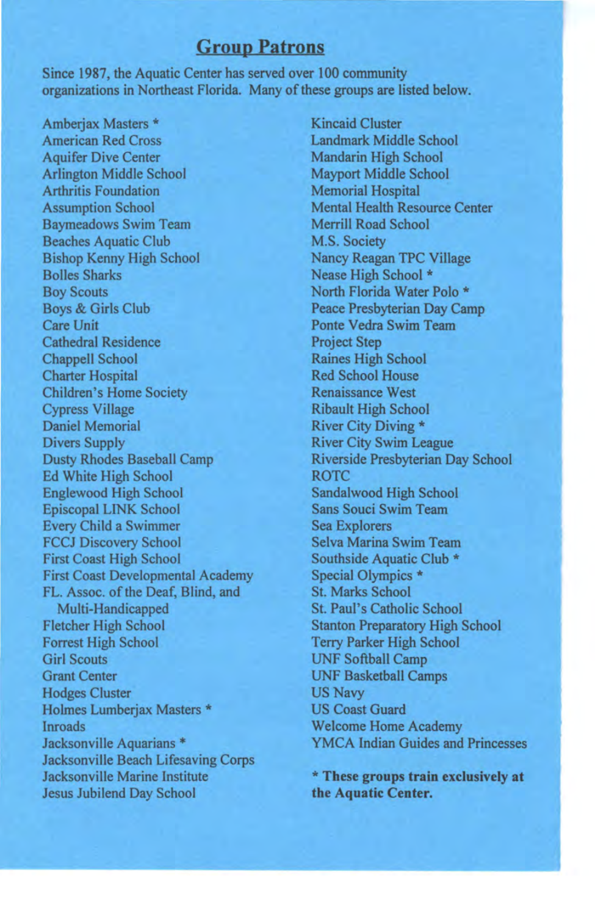## Group Patrons

Since 1987, the Aquatic Center has served over 100 community organizations in Northeast Florida. Many of these groups are listed below.

Amberjax Masters *
American Red Cross
Aquifer Dive Center
Arlington Middle School
Arthritis Foundation
Assumption School
Baymeadows Swim Team
Beaches Aquatic Club
Bishop Kenny High School
Bolles Sharks
Boy Scouts
Boys & Girls Club
Care Unit
Cathedral Residence
Chappell School
Charter Hospital
Children's Home Society
Cypress Village
Daniel Memorial
Divers Supply
Dusty Rhodes Baseball Camp
Ed White High School
Englewood High School
Episcopal LINK School
Every Child a Swimmer
FCCJ Discovery School
First Coast High School
First Coast Developmental Academy
FL. Assoc. of the Deaf, Blind, and Multi-Handicapped
Fletcher High School
Forrest High School
Girl Scouts
Grant Center
Hodges Cluster
Holmes Lumberjax Masters *
Inroads
Jacksonville Aquarians *
Jacksonville Beach Lifesaving Corps
Jacksonville Marine Institute
Jesus Jubilend Day School
Kincaid Cluster
Landmark Middle School
Mandarin High School
Mayport Middle School
Memorial Hospital
Mental Health Resource Center
Merrill Road School
M.S. Society
Nancy Reagan TPC Village
Nease High School *
North Florida Water Polo *
Peace Presbyterian Day Camp
Ponte Vedra Swim Team
Project Step
Raines High School
Red School House
Renaissance West
Ribault High School
River City Diving *
River City Swim League
Riverside Presbyterian Day School
ROTC
Sandalwood High School
Sans Souci Swim Team
Sea Explorers
Selva Marina Swim Team
Southside Aquatic Club *
Special Olympics *
St. Marks School
St. Paul's Catholic School
Stanton Preparatory High School
Terry Parker High School
UNF Softball Camp
UNF Basketball Camps
US Navy
US Coast Guard
Welcome Home Academy
YMCA Indian Guides and Princesses

**\* These groups train exclusively at the Aquatic Center.**